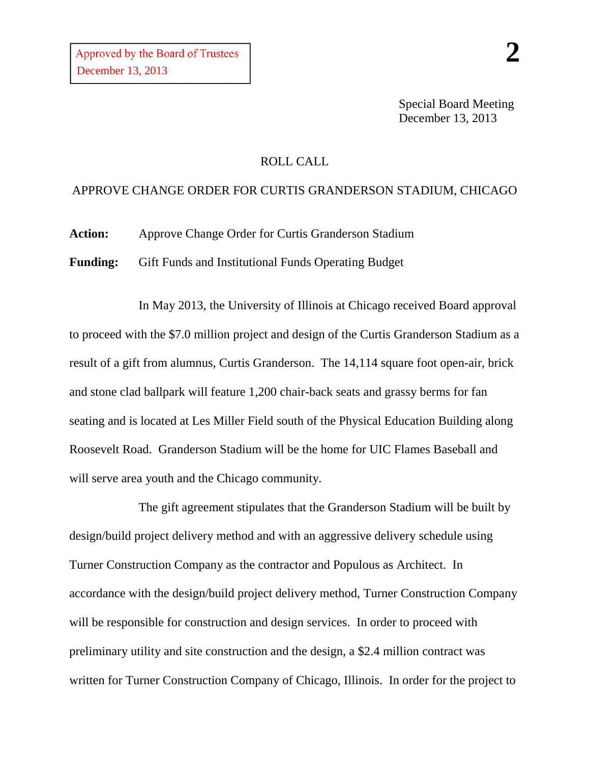Approved by the Board of Trustees
December 13, 2013

Special Board Meeting
December 13, 2013

ROLL CALL

APPROVE CHANGE ORDER FOR CURTIS GRANDERSON STADIUM, CHICAGO

**Action:** Approve Change Order for Curtis Granderson Stadium

**Funding:** Gift Funds and Institutional Funds Operating Budget

In May 2013, the University of Illinois at Chicago received Board approval to proceed with the $7.0 million project and design of the Curtis Granderson Stadium as a result of a gift from alumnus, Curtis Granderson. The 14,114 square foot open-air, brick and stone clad ballpark will feature 1,200 chair-back seats and grassy berms for fan seating and is located at Les Miller Field south of the Physical Education Building along Roosevelt Road. Granderson Stadium will be the home for UIC Flames Baseball and will serve area youth and the Chicago community.

The gift agreement stipulates that the Granderson Stadium will be built by design/build project delivery method and with an aggressive delivery schedule using Turner Construction Company as the contractor and Populous as Architect. In accordance with the design/build project delivery method, Turner Construction Company will be responsible for construction and design services. In order to proceed with preliminary utility and site construction and the design, a $2.4 million contract was written for Turner Construction Company of Chicago, Illinois. In order for the project to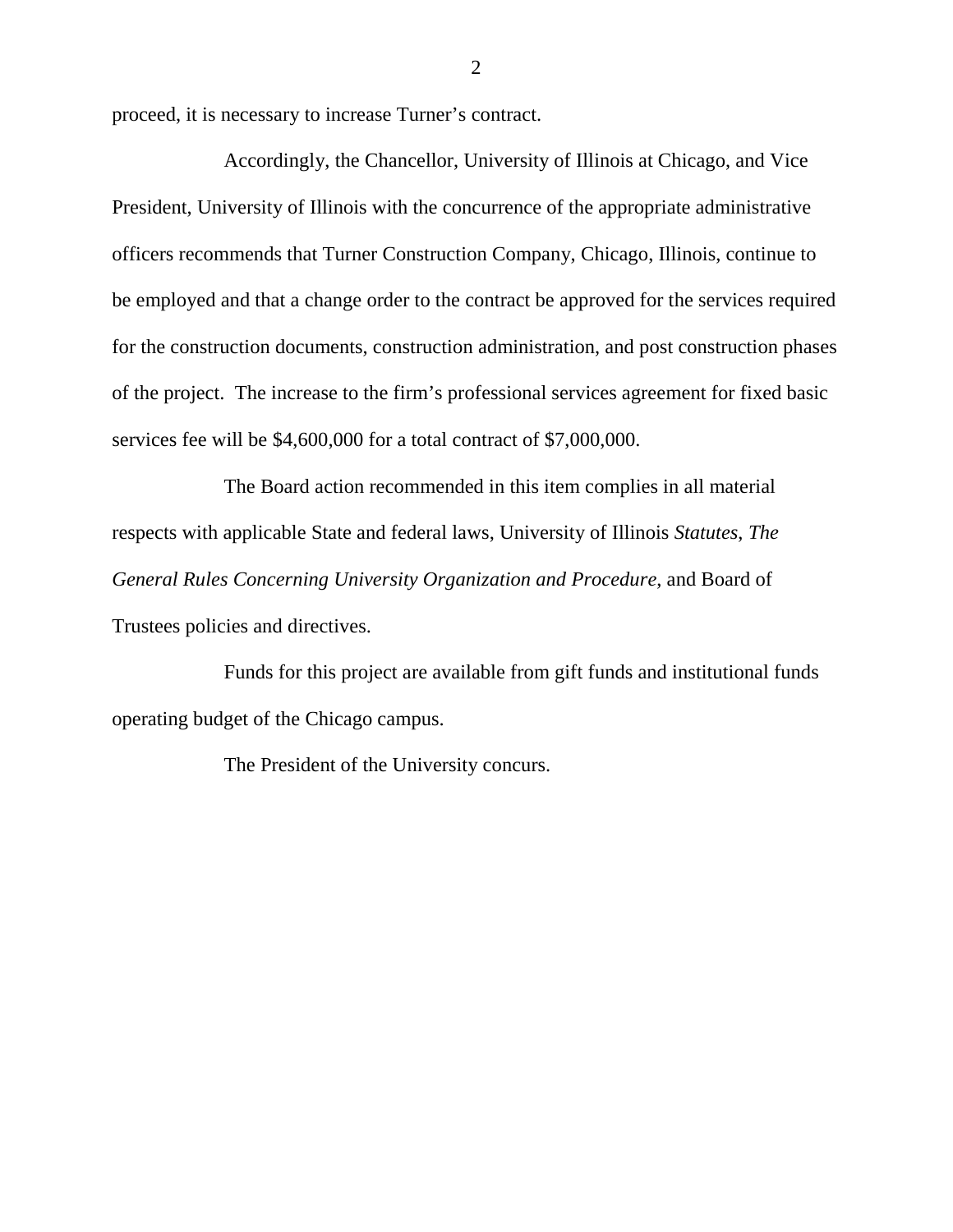proceed, it is necessary to increase Turner's contract.

Accordingly, the Chancellor, University of Illinois at Chicago, and Vice President, University of Illinois with the concurrence of the appropriate administrative officers recommends that Turner Construction Company, Chicago, Illinois, continue to be employed and that a change order to the contract be approved for the services required for the construction documents, construction administration, and post construction phases of the project. The increase to the firm's professional services agreement for fixed basic services fee will be $4,600,000 for a total contract of $7,000,000.

The Board action recommended in this item complies in all material respects with applicable State and federal laws, University of Illinois *Statutes*, *The General Rules Concerning University Organization and Procedure*, and Board of Trustees policies and directives.

Funds for this project are available from gift funds and institutional funds operating budget of the Chicago campus.

The President of the University concurs.